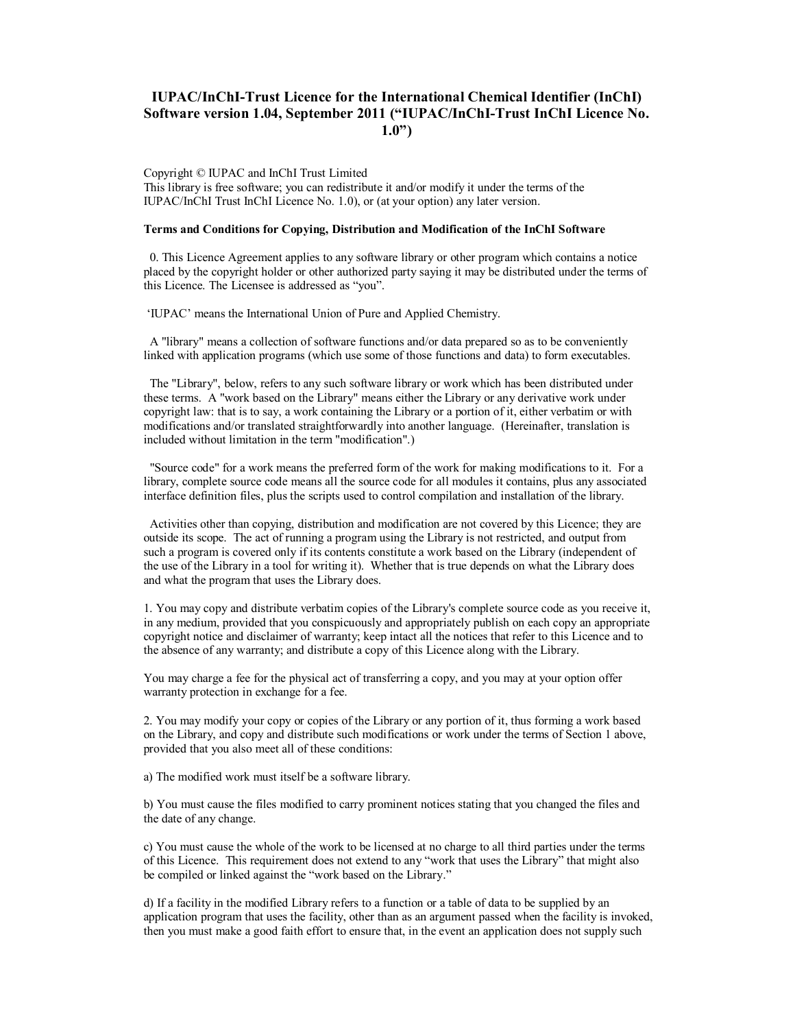# IUPAC/InChI-Trust Licence for the International Chemical Identifier (InChI) Software version 1.04, September 2011 ("IUPAC/InChI-Trust InChI Licence No. 1.0")

Copyright © IUPAC and InChI Trust Limited
This library is free software; you can redistribute it and/or modify it under the terms of the IUPAC/InChI Trust InChI Licence No. 1.0), or (at your option) any later version.

**Terms and Conditions for Copying, Distribution and Modification of the InChI Software**

0. This Licence Agreement applies to any software library or other program which contains a notice placed by the copyright holder or other authorized party saying it may be distributed under the terms of this Licence. The Licensee is addressed as "you".

'IUPAC' means the International Union of Pure and Applied Chemistry.

A "library" means a collection of software functions and/or data prepared so as to be conveniently linked with application programs (which use some of those functions and data) to form executables.

The "Library", below, refers to any such software library or work which has been distributed under these terms. A "work based on the Library" means either the Library or any derivative work under copyright law: that is to say, a work containing the Library or a portion of it, either verbatim or with modifications and/or translated straightforwardly into another language. (Hereinafter, translation is included without limitation in the term "modification".)

"Source code" for a work means the preferred form of the work for making modifications to it. For a library, complete source code means all the source code for all modules it contains, plus any associated interface definition files, plus the scripts used to control compilation and installation of the library.

Activities other than copying, distribution and modification are not covered by this Licence; they are outside its scope. The act of running a program using the Library is not restricted, and output from such a program is covered only if its contents constitute a work based on the Library (independent of the use of the Library in a tool for writing it). Whether that is true depends on what the Library does and what the program that uses the Library does.

1. You may copy and distribute verbatim copies of the Library's complete source code as you receive it, in any medium, provided that you conspicuously and appropriately publish on each copy an appropriate copyright notice and disclaimer of warranty; keep intact all the notices that refer to this Licence and to the absence of any warranty; and distribute a copy of this Licence along with the Library.

You may charge a fee for the physical act of transferring a copy, and you may at your option offer warranty protection in exchange for a fee.

2. You may modify your copy or copies of the Library or any portion of it, thus forming a work based on the Library, and copy and distribute such modifications or work under the terms of Section 1 above, provided that you also meet all of these conditions:

a) The modified work must itself be a software library.

b) You must cause the files modified to carry prominent notices stating that you changed the files and the date of any change.

c) You must cause the whole of the work to be licensed at no charge to all third parties under the terms of this Licence. This requirement does not extend to any "work that uses the Library" that might also be compiled or linked against the "work based on the Library."

d) If a facility in the modified Library refers to a function or a table of data to be supplied by an application program that uses the facility, other than as an argument passed when the facility is invoked, then you must make a good faith effort to ensure that, in the event an application does not supply such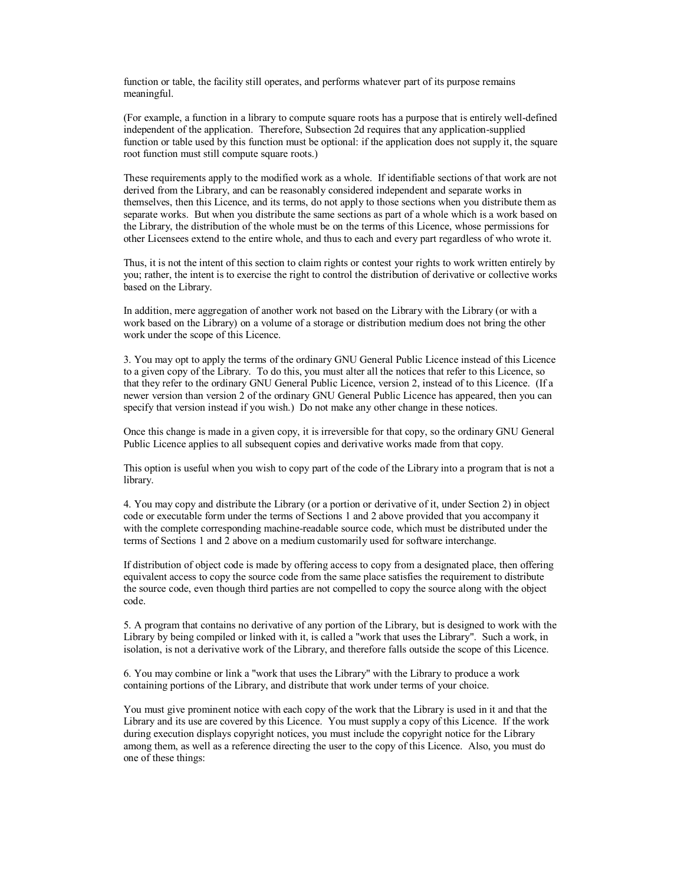function or table, the facility still operates, and performs whatever part of its purpose remains meaningful.

(For example, a function in a library to compute square roots has a purpose that is entirely well-defined independent of the application. Therefore, Subsection 2d requires that any application-supplied function or table used by this function must be optional: if the application does not supply it, the square root function must still compute square roots.)

These requirements apply to the modified work as a whole. If identifiable sections of that work are not derived from the Library, and can be reasonably considered independent and separate works in themselves, then this Licence, and its terms, do not apply to those sections when you distribute them as separate works. But when you distribute the same sections as part of a whole which is a work based on the Library, the distribution of the whole must be on the terms of this Licence, whose permissions for other Licensees extend to the entire whole, and thus to each and every part regardless of who wrote it.

Thus, it is not the intent of this section to claim rights or contest your rights to work written entirely by you; rather, the intent is to exercise the right to control the distribution of derivative or collective works based on the Library.

In addition, mere aggregation of another work not based on the Library with the Library (or with a work based on the Library) on a volume of a storage or distribution medium does not bring the other work under the scope of this Licence.

3. You may opt to apply the terms of the ordinary GNU General Public Licence instead of this Licence to a given copy of the Library. To do this, you must alter all the notices that refer to this Licence, so that they refer to the ordinary GNU General Public Licence, version 2, instead of to this Licence. (If a newer version than version 2 of the ordinary GNU General Public Licence has appeared, then you can specify that version instead if you wish.) Do not make any other change in these notices.

Once this change is made in a given copy, it is irreversible for that copy, so the ordinary GNU General Public Licence applies to all subsequent copies and derivative works made from that copy.

This option is useful when you wish to copy part of the code of the Library into a program that is not a library.

4. You may copy and distribute the Library (or a portion or derivative of it, under Section 2) in object code or executable form under the terms of Sections 1 and 2 above provided that you accompany it with the complete corresponding machine-readable source code, which must be distributed under the terms of Sections 1 and 2 above on a medium customarily used for software interchange.

If distribution of object code is made by offering access to copy from a designated place, then offering equivalent access to copy the source code from the same place satisfies the requirement to distribute the source code, even though third parties are not compelled to copy the source along with the object code.

5. A program that contains no derivative of any portion of the Library, but is designed to work with the Library by being compiled or linked with it, is called a "work that uses the Library". Such a work, in isolation, is not a derivative work of the Library, and therefore falls outside the scope of this Licence.

6. You may combine or link a "work that uses the Library" with the Library to produce a work containing portions of the Library, and distribute that work under terms of your choice.

You must give prominent notice with each copy of the work that the Library is used in it and that the Library and its use are covered by this Licence. You must supply a copy of this Licence. If the work during execution displays copyright notices, you must include the copyright notice for the Library among them, as well as a reference directing the user to the copy of this Licence. Also, you must do one of these things: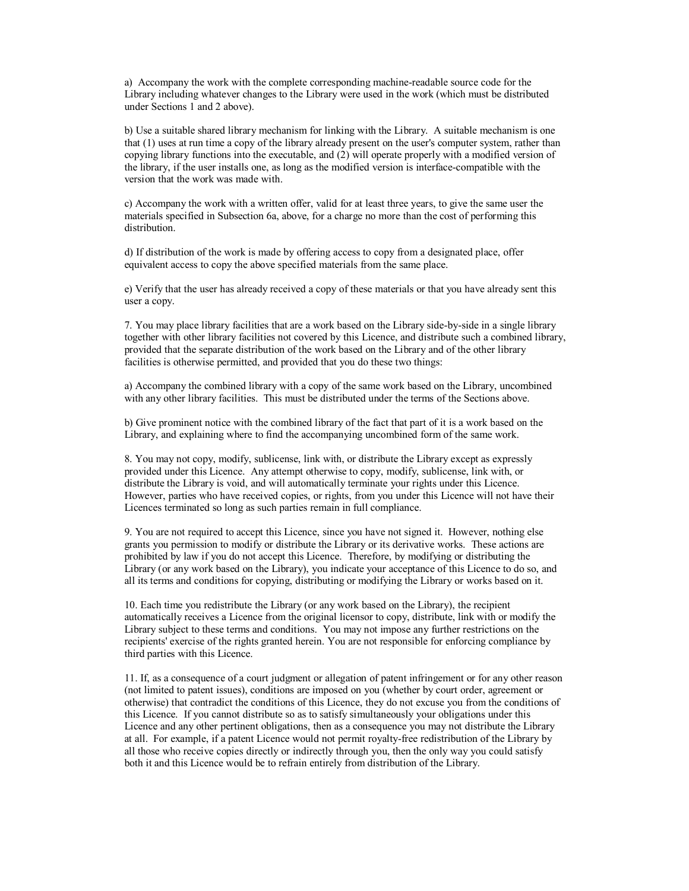a) Accompany the work with the complete corresponding machine-readable source code for the Library including whatever changes to the Library were used in the work (which must be distributed under Sections 1 and 2 above).

b) Use a suitable shared library mechanism for linking with the Library. A suitable mechanism is one that (1) uses at run time a copy of the library already present on the user's computer system, rather than copying library functions into the executable, and (2) will operate properly with a modified version of the library, if the user installs one, as long as the modified version is interface-compatible with the version that the work was made with.

c) Accompany the work with a written offer, valid for at least three years, to give the same user the materials specified in Subsection 6a, above, for a charge no more than the cost of performing this distribution.

d) If distribution of the work is made by offering access to copy from a designated place, offer equivalent access to copy the above specified materials from the same place.

e) Verify that the user has already received a copy of these materials or that you have already sent this user a copy.

7. You may place library facilities that are a work based on the Library side-by-side in a single library together with other library facilities not covered by this Licence, and distribute such a combined library, provided that the separate distribution of the work based on the Library and of the other library facilities is otherwise permitted, and provided that you do these two things:

a) Accompany the combined library with a copy of the same work based on the Library, uncombined with any other library facilities. This must be distributed under the terms of the Sections above.

b) Give prominent notice with the combined library of the fact that part of it is a work based on the Library, and explaining where to find the accompanying uncombined form of the same work.

8. You may not copy, modify, sublicense, link with, or distribute the Library except as expressly provided under this Licence. Any attempt otherwise to copy, modify, sublicense, link with, or distribute the Library is void, and will automatically terminate your rights under this Licence. However, parties who have received copies, or rights, from you under this Licence will not have their Licences terminated so long as such parties remain in full compliance.

9. You are not required to accept this Licence, since you have not signed it. However, nothing else grants you permission to modify or distribute the Library or its derivative works. These actions are prohibited by law if you do not accept this Licence. Therefore, by modifying or distributing the Library (or any work based on the Library), you indicate your acceptance of this Licence to do so, and all its terms and conditions for copying, distributing or modifying the Library or works based on it.

10. Each time you redistribute the Library (or any work based on the Library), the recipient automatically receives a Licence from the original licensor to copy, distribute, link with or modify the Library subject to these terms and conditions. You may not impose any further restrictions on the recipients' exercise of the rights granted herein. You are not responsible for enforcing compliance by third parties with this Licence.

11. If, as a consequence of a court judgment or allegation of patent infringement or for any other reason (not limited to patent issues), conditions are imposed on you (whether by court order, agreement or otherwise) that contradict the conditions of this Licence, they do not excuse you from the conditions of this Licence. If you cannot distribute so as to satisfy simultaneously your obligations under this Licence and any other pertinent obligations, then as a consequence you may not distribute the Library at all. For example, if a patent Licence would not permit royalty-free redistribution of the Library by all those who receive copies directly or indirectly through you, then the only way you could satisfy both it and this Licence would be to refrain entirely from distribution of the Library.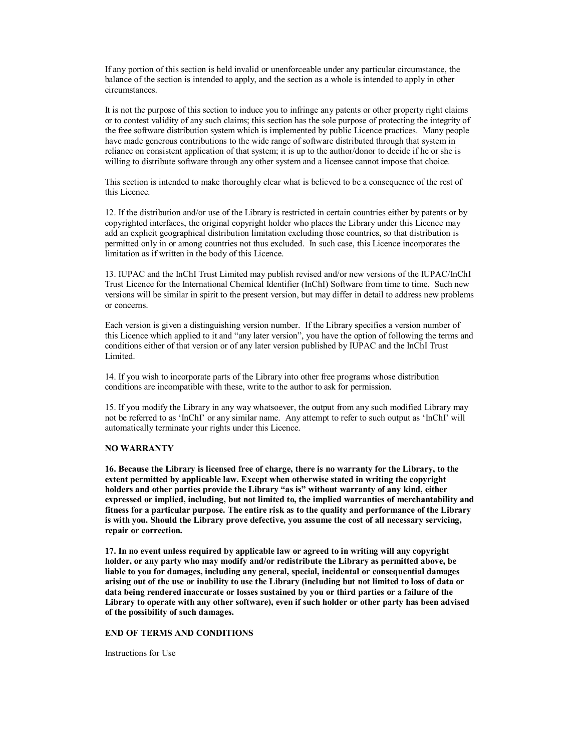If any portion of this section is held invalid or unenforceable under any particular circumstance, the balance of the section is intended to apply, and the section as a whole is intended to apply in other circumstances.

It is not the purpose of this section to induce you to infringe any patents or other property right claims or to contest validity of any such claims; this section has the sole purpose of protecting the integrity of the free software distribution system which is implemented by public Licence practices. Many people have made generous contributions to the wide range of software distributed through that system in reliance on consistent application of that system; it is up to the author/donor to decide if he or she is willing to distribute software through any other system and a licensee cannot impose that choice.

This section is intended to make thoroughly clear what is believed to be a consequence of the rest of this Licence.

12. If the distribution and/or use of the Library is restricted in certain countries either by patents or by copyrighted interfaces, the original copyright holder who places the Library under this Licence may add an explicit geographical distribution limitation excluding those countries, so that distribution is permitted only in or among countries not thus excluded. In such case, this Licence incorporates the limitation as if written in the body of this Licence.

13. IUPAC and the InChI Trust Limited may publish revised and/or new versions of the IUPAC/InChI Trust Licence for the International Chemical Identifier (InChI) Software from time to time. Such new versions will be similar in spirit to the present version, but may differ in detail to address new problems or concerns.

Each version is given a distinguishing version number. If the Library specifies a version number of this Licence which applied to it and "any later version", you have the option of following the terms and conditions either of that version or of any later version published by IUPAC and the InChI Trust Limited.

14. If you wish to incorporate parts of the Library into other free programs whose distribution conditions are incompatible with these, write to the author to ask for permission.

15. If you modify the Library in any way whatsoever, the output from any such modified Library may not be referred to as 'InChI' or any similar name. Any attempt to refer to such output as 'InChI' will automatically terminate your rights under this Licence.

**NO WARRANTY**

**16. Because the Library is licensed free of charge, there is no warranty for the Library, to the extent permitted by applicable law. Except when otherwise stated in writing the copyright holders and other parties provide the Library "as is" without warranty of any kind, either expressed or implied, including, but not limited to, the implied warranties of merchantability and fitness for a particular purpose. The entire risk as to the quality and performance of the Library is with you. Should the Library prove defective, you assume the cost of all necessary servicing, repair or correction.**

**17. In no event unless required by applicable law or agreed to in writing will any copyright holder, or any party who may modify and/or redistribute the Library as permitted above, be liable to you for damages, including any general, special, incidental or consequential damages arising out of the use or inability to use the Library (including but not limited to loss of data or data being rendered inaccurate or losses sustained by you or third parties or a failure of the Library to operate with any other software), even if such holder or other party has been advised of the possibility of such damages.**

**END OF TERMS AND CONDITIONS**

Instructions for Use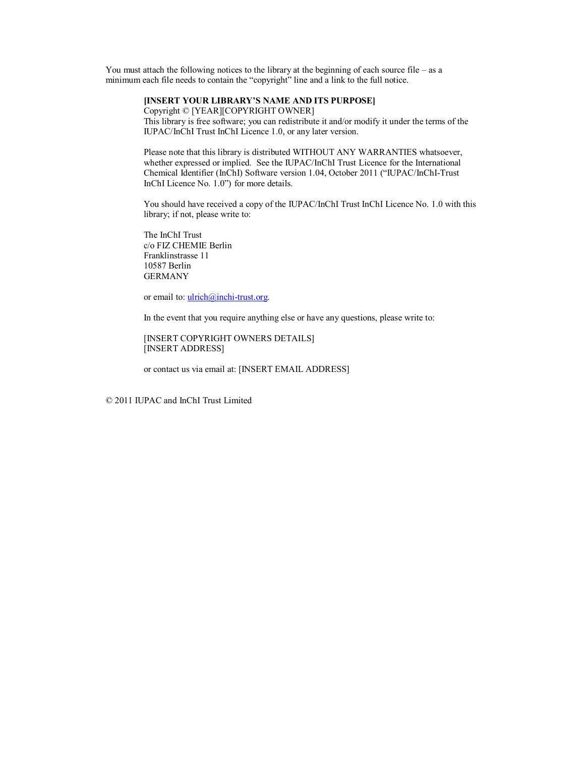You must attach the following notices to the library at the beginning of each source file – as a minimum each file needs to contain the “copyright” line and a link to the full notice.

> **[INSERT YOUR LIBRARY’S NAME AND ITS PURPOSE]**
> Copyright © [YEAR][COPYRIGHT OWNER]
> This library is free software; you can redistribute it and/or modify it under the terms of the IUPAC/InChI Trust InChI Licence 1.0, or any later version.
>
> Please note that this library is distributed WITHOUT ANY WARRANTIES whatsoever, whether expressed or implied. See the IUPAC/InChI Trust Licence for the International Chemical Identifier (InChI) Software version 1.04, October 2011 (“IUPAC/InChI-Trust InChI Licence No. 1.0”) for more details.
>
> You should have received a copy of the IUPAC/InChI Trust InChI Licence No. 1.0 with this library; if not, please write to:
>
> The InChI Trust
> c/o FIZ CHEMIE Berlin
> Franklinstrasse 11
> 10587 Berlin
> GERMANY
>
> or email to: ulrich@inchi-trust.org.
>
> In the event that you require anything else or have any questions, please write to:
>
> [INSERT COPYRIGHT OWNERS DETAILS]
> [INSERT ADDRESS]
>
> or contact us via email at: [INSERT EMAIL ADDRESS]

© 2011 IUPAC and InChI Trust Limited